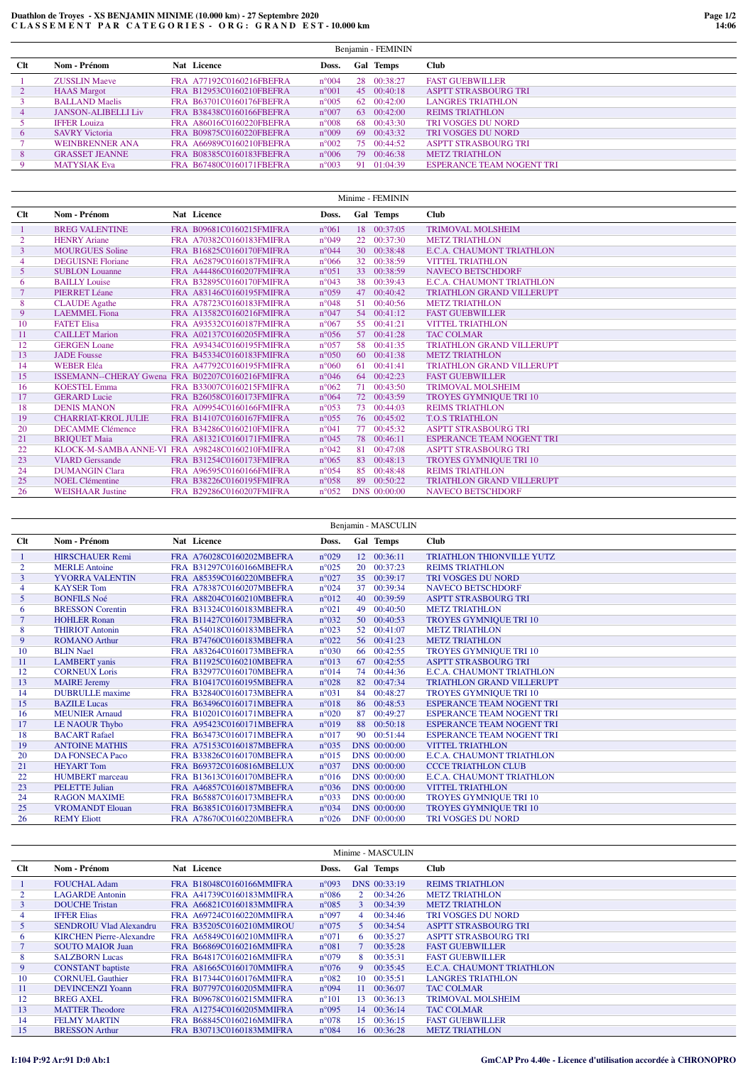# Duathlon de Troyes - XS BENJAMIN MINIME (10.000 km) - 27 Septembre 2020

## C L A S S E M E N T P A R C A T E G O R I E S - O R G : G R A N D E S T - 10.000 km

### Benjamin - FEMININ

| Clt | Nom - Prénom | Nat | Licence | Doss. | Gal | Temps | Club |
|---|---|---|---|---|---|---|---|
| 1 | ZUSSLIN Maeve | FRA | A77192C0160216FBEFRA | n°004 | 28 | 00:38:27 | FAST GUEBWILLER |
| 2 | HAAS Margot | FRA | B12953C0160210FBEFRA | n°001 | 45 | 00:40:18 | ASPTT STRASBOURG TRI |
| 3 | BALLAND Maelis | FRA | B63701C0160176FBEFRA | n°005 | 62 | 00:42:00 | LANGRES TRIATHLON |
| 4 | JANSON-ALIBELLI Liv | FRA | B38438C0160166FBEFRA | n°007 | 63 | 00:42:00 | REIMS TRIATHLON |
| 5 | IFFER Louiza | FRA | A86016C0160220FBEFRA | n°008 | 68 | 00:43:30 | TRI VOSGES DU NORD |
| 6 | SAVRY Victoria | FRA | B09875C0160220FBEFRA | n°009 | 69 | 00:43:32 | TRI VOSGES DU NORD |
| 7 | WEINBRENNER ANA | FRA | A66989C0160210FBEFRA | n°002 | 75 | 00:44:52 | ASPTT STRASBOURG TRI |
| 8 | GRASSET JEANNE | FRA | B08385C0160183FBEFRA | n°006 | 79 | 00:46:38 | METZ TRIATHLON |
| 9 | MATYSIAK Eva | FRA | B67480C0160171FBEFRA | n°003 | 91 | 01:04:39 | ESPERANCE TEAM NOGENT TRI |

### Minime - FEMININ

| Clt | Nom - Prénom | Nat | Licence | Doss. | Gal | Temps | Club |
|---|---|---|---|---|---|---|---|
| 1 | BREG VALENTINE | FRA | B09681C0160215FMIFRA | n°061 | 18 | 00:37:05 | TRIMOVAL MOLSHEIM |
| 2 | HENRY Ariane | FRA | A70382C0160183FMIFRA | n°049 | 22 | 00:37:30 | METZ TRIATHLON |
| 3 | MOURGUES Soline | FRA | B16825C0160170FMIFRA | n°044 | 30 | 00:38:48 | E.C.A. CHAUMONT TRIATHLON |
| 4 | DEGUISNE Floriane | FRA | A62879C0160187FMIFRA | n°066 | 32 | 00:38:59 | VITTEL TRIATHLON |
| 5 | SUBLON Louanne | FRA | A44486C0160207FMIFRA | n°051 | 33 | 00:38:59 | NAVECO BETSCHDORF |
| 6 | BAILLY Louise | FRA | B32895C0160170FMIFRA | n°043 | 38 | 00:39:43 | E.C.A. CHAUMONT TRIATHLON |
| 7 | PIERRET Léane | FRA | A83146C0160195FMIFRA | n°059 | 47 | 00:40:42 | TRIATHLON GRAND VILLERUPT |
| 8 | CLAUDE Agathe | FRA | A78723C0160183FMIFRA | n°048 | 51 | 00:40:56 | METZ TRIATHLON |
| 9 | LAEMMEL Fiona | FRA | A13582C0160216FMIFRA | n°047 | 54 | 00:41:12 | FAST GUEBWILLER |
| 10 | FATET Elisa | FRA | A93532C0160187FMIFRA | n°067 | 55 | 00:41:21 | VITTEL TRIATHLON |
| 11 | CAILLET Marion | FRA | A02137C0160205FMIFRA | n°056 | 57 | 00:41:28 | TAC COLMAR |
| 12 | GERGEN Loane | FRA | A93434C0160195FMIFRA | n°057 | 58 | 00:41:35 | TRIATHLON GRAND VILLERUPT |
| 13 | JADE Fousse | FRA | B45334C0160183FMIFRA | n°050 | 60 | 00:41:38 | METZ TRIATHLON |
| 14 | WEBER Eléa | FRA | A47792C0160195FMIFRA | n°060 | 61 | 00:41:41 | TRIATHLON GRAND VILLERUPT |
| 15 | ISSEMANN--CHERAY Gwena | FRA | B02207C0160216FMIFRA | n°046 | 64 | 00:42:23 | FAST GUEBWILLER |
| 16 | KOESTEL Emma | FRA | B33007C0160215FMIFRA | n°062 | 71 | 00:43:50 | TRIMOVAL MOLSHEIM |
| 17 | GERARD Lucie | FRA | B26058C0160173FMIFRA | n°064 | 72 | 00:43:59 | TROYES GYMNIQUE TRI 10 |
| 18 | DENIS MANON | FRA | A09954C0160166FMIFRA | n°053 | 73 | 00:44:03 | REIMS TRIATHLON |
| 19 | CHARRIAT-KROL JULIE | FRA | B14107C0160167FMIFRA | n°055 | 76 | 00:45:02 | T.O.S TRIATHLON |
| 20 | DECAMME Clémence | FRA | B34286C0160210FMIFRA | n°041 | 77 | 00:45:32 | ASPTT STRASBOURG TRI |
| 21 | BRIQUET Maia | FRA | A81321C0160171FMIFRA | n°045 | 78 | 00:46:11 | ESPERANCE TEAM NOGENT TRI |
| 22 | KLOCK-M-SAMBA ANNE-VI | FRA | A98248C0160210FMIFRA | n°042 | 81 | 00:47:08 | ASPTT STRASBOURG TRI |
| 23 | VIARD Gerssande | FRA | B31254C0160173FMIFRA | n°065 | 83 | 00:48:13 | TROYES GYMNIQUE TRI 10 |
| 24 | DUMANGIN Clara | FRA | A96595C0160166FMIFRA | n°054 | 85 | 00:48:48 | REIMS TRIATHLON |
| 25 | NOEL Clémentine | FRA | B38226C0160195FMIFRA | n°058 | 89 | 00:50:22 | TRIATHLON GRAND VILLERUPT |
| 26 | WEISHAAR Justine | FRA | B29286C0160207FMIFRA | n°052 | DNS | 00:00:00 | NAVECO BETSCHDORF |

### Benjamin - MASCULIN

| Clt | Nom - Prénom | Nat | Licence | Doss. | Gal | Temps | Club |
|---|---|---|---|---|---|---|---|
| 1 | HIRSCHAUER Remi | FRA | A76028C0160202MBEFRA | n°029 | 12 | 00:36:11 | TRIATHLON THIONVILLE YUTZ |
| 2 | MERLE Antoine | FRA | B31297C0160166MBEFRA | n°025 | 20 | 00:37:23 | REIMS TRIATHLON |
| 3 | YVORRA VALENTIN | FRA | A85359C0160220MBEFRA | n°027 | 35 | 00:39:17 | TRI VOSGES DU NORD |
| 4 | KAYSER Tom | FRA | A78387C0160207MBEFRA | n°024 | 37 | 00:39:34 | NAVECO BETSCHDORF |
| 5 | BONFILS Noé | FRA | A88204C0160210MBEFRA | n°012 | 40 | 00:39:59 | ASPTT STRASBOURG TRI |
| 6 | BRESSON Corentin | FRA | B31324C0160183MBEFRA | n°021 | 49 | 00:40:50 | METZ TRIATHLON |
| 7 | HOHLER Ronan | FRA | B11427C0160173MBEFRA | n°032 | 50 | 00:40:53 | TROYES GYMNIQUE TRI 10 |
| 8 | THIRIOT Antonin | FRA | A54018C0160183MBEFRA | n°023 | 52 | 00:41:07 | METZ TRIATHLON |
| 9 | ROMANO Arthur | FRA | B74760C0160183MBEFRA | n°022 | 56 | 00:41:23 | METZ TRIATHLON |
| 10 | BLIN Nael | FRA | A83264C0160173MBEFRA | n°030 | 66 | 00:42:55 | TROYES GYMNIQUE TRI 10 |
| 11 | LAMBERT yanis | FRA | B11925C0160210MBEFRA | n°013 | 67 | 00:42:55 | ASPTT STRASBOURG TRI |
| 12 | CORNEUX Loris | FRA | B32977C0160170MBEFRA | n°014 | 74 | 00:44:36 | E.C.A. CHAUMONT TRIATHLON |
| 13 | MAIRE Jeremy | FRA | B10417C0160195MBEFRA | n°028 | 82 | 00:47:34 | TRIATHLON GRAND VILLERUPT |
| 14 | DUBRULLE maxime | FRA | B32840C0160173MBEFRA | n°031 | 84 | 00:48:27 | TROYES GYMNIQUE TRI 10 |
| 15 | BAZILE Lucas | FRA | B63496C0160171MBEFRA | n°018 | 86 | 00:48:53 | ESPERANCE TEAM NOGENT TRI |
| 16 | MEUNIER Arnaud | FRA | B10201C0160171MBEFRA | n°020 | 87 | 00:49:27 | ESPERANCE TEAM NOGENT TRI |
| 17 | LE NAOUR Thybo | FRA | A95423C0160171MBEFRA | n°019 | 88 | 00:50:18 | ESPERANCE TEAM NOGENT TRI |
| 18 | BACART Rafael | FRA | B63473C0160171MBEFRA | n°017 | 90 | 00:51:44 | ESPERANCE TEAM NOGENT TRI |
| 19 | ANTOINE MATHIS | FRA | A75153C0160187MBEFRA | n°035 | DNS | 00:00:00 | VITTEL TRIATHLON |
| 20 | DA FONSECA Paco | FRA | B33826C0160170MBEFRA | n°015 | DNS | 00:00:00 | E.C.A. CHAUMONT TRIATHLON |
| 21 | HEYART Tom | FRA | B69372C0160816MBELUX | n°037 | DNS | 00:00:00 | CCCE TRIATHLON CLUB |
| 22 | HUMBERT marceau | FRA | B13613C0160170MBEFRA | n°016 | DNS | 00:00:00 | E.C.A. CHAUMONT TRIATHLON |
| 23 | PELETTE Julian | FRA | A46857C0160187MBEFRA | n°036 | DNS | 00:00:00 | VITTEL TRIATHLON |
| 24 | RAGON MAXIME | FRA | B65887C0160173MBEFRA | n°033 | DNS | 00:00:00 | TROYES GYMNIQUE TRI 10 |
| 25 | VROMANDT Elouan | FRA | B63851C0160173MBEFRA | n°034 | DNS | 00:00:00 | TROYES GYMNIQUE TRI 10 |
| 26 | REMY Eliott | FRA | A78670C0160220MBEFRA | n°026 | DNF | 00:00:00 | TRI VOSGES DU NORD |

### Minime - MASCULIN

| Clt | Nom - Prénom | Nat | Licence | Doss. | Gal | Temps | Club |
|---|---|---|---|---|---|---|---|
| 1 | FOUCHAL Adam | FRA | B18048C0160166MMIFRA | n°093 | DNS | 00:33:19 | REIMS TRIATHLON |
| 2 | LAGARDE Antonin | FRA | A41739C0160183MMIFRA | n°086 | 2 | 00:34:26 | METZ TRIATHLON |
| 3 | DOUCHE Tristan | FRA | A66821C0160183MMIFRA | n°085 | 3 | 00:34:39 | METZ TRIATHLON |
| 4 | IFFER Elias | FRA | A69724C0160220MMIFRA | n°097 | 4 | 00:34:46 | TRI VOSGES DU NORD |
| 5 | SENDROIU Vlad Alexandru | FRA | B35205C0160210MMIROU | n°075 | 5 | 00:34:54 | ASPTT STRASBOURG TRI |
| 6 | KIRCHEN Pierre-Alexandre | FRA | A65849C0160210MMIFRA | n°071 | 6 | 00:35:27 | ASPTT STRASBOURG TRI |
| 7 | SOUTO MAIOR Juan | FRA | B66869C0160216MMIFRA | n°081 | 7 | 00:35:28 | FAST GUEBWILLER |
| 8 | SALZBORN Lucas | FRA | B64817C0160216MMIFRA | n°079 | 8 | 00:35:31 | FAST GUEBWILLER |
| 9 | CONSTANT baptiste | FRA | A81665C0160170MMIFRA | n°076 | 9 | 00:35:45 | E.C.A. CHAUMONT TRIATHLON |
| 10 | CORNUEL Gauthier | FRA | B17344C0160176MMIFRA | n°082 | 10 | 00:35:51 | LANGRES TRIATHLON |
| 11 | DEVINCENZI Yoann | FRA | B07797C0160205MMIFRA | n°094 | 11 | 00:36:07 | TAC COLMAR |
| 12 | BREG AXEL | FRA | B09678C0160215MMIFRA | n°101 | 13 | 00:36:13 | TRIMOVAL MOLSHEIM |
| 13 | MATTER Theodore | FRA | A12754C0160205MMIFRA | n°095 | 14 | 00:36:14 | TAC COLMAR |
| 14 | FELMY MARTIN | FRA | B68845C0160216MMIFRA | n°078 | 15 | 00:36:15 | FAST GUEBWILLER |
| 15 | BRESSON Arthur | FRA | B30713C0160183MMIFRA | n°084 | 16 | 00:36:28 | METZ TRIATHLON |

I:104 P:92 Ar:91 D:0 Ab:1

GmCAP Pro 4.40e - Licence d'utilisation accordée à CHRONOPRO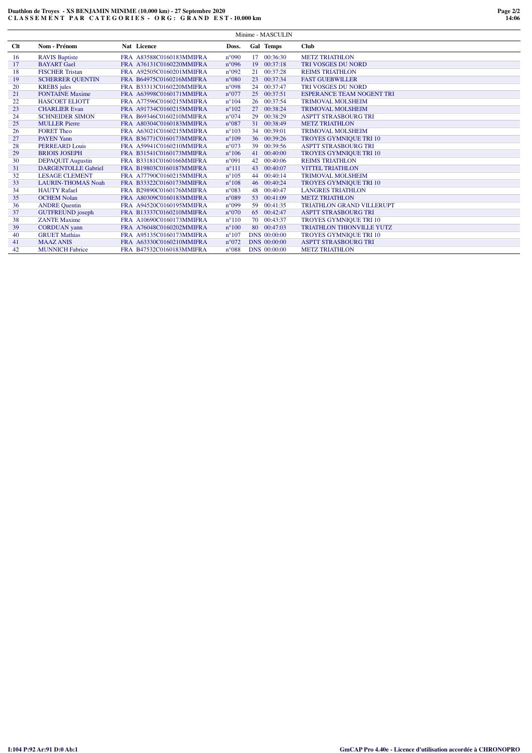## Minime - MASCULIN

| Clt | Nom - Prénom | Nat | Licence | Doss. | Gal | Temps | Club |
|---|---|---|---|---|---|---|---|
| 16 | RAVIS Baptiste | FRA | A83588C0160183MMIFRA | n°090 | 17 | 00:36:30 | METZ TRIATHLON |
| 17 | BAYART Gael | FRA | A76131C0160220MMIFRA | n°096 | 19 | 00:37:18 | TRI VOSGES DU NORD |
| 18 | FISCHER Tristan | FRA | A92505C0160201MMIFRA | n°092 | 21 | 00:37:28 | REIMS TRIATHLON |
| 19 | SCHERRER QUENTIN | FRA | B64975C0160216MMIFRA | n°080 | 23 | 00:37:34 | FAST GUEBWILLER |
| 20 | KREBS jules | FRA | B33313C0160220MMIFRA | n°098 | 24 | 00:37:47 | TRI VOSGES DU NORD |
| 21 | FONTAINE Maxime | FRA | A63998C0160171MMIFRA | n°077 | 25 | 00:37:51 | ESPERANCE TEAM NOGENT TRI |
| 22 | HASCOET ELIOTT | FRA | A77596C0160215MMIFRA | n°104 | 26 | 00:37:54 | TRIMOVAL MOLSHEIM |
| 23 | CHARLIER Evan | FRA | A91734C0160215MMIFRA | n°102 | 27 | 00:38:24 | TRIMOVAL MOLSHEIM |
| 24 | SCHNEIDER SIMON | FRA | B69346C0160210MMIFRA | n°074 | 29 | 00:38:29 | ASPTT STRASBOURG TRI |
| 25 | MULLER Pierre | FRA | A80304C0160183MMIFRA | n°087 | 31 | 00:38:49 | METZ TRIATHLON |
| 26 | FORET Theo | FRA | A63021C0160215MMIFRA | n°103 | 34 | 00:39:01 | TRIMOVAL MOLSHEIM |
| 27 | PAYEN Yann | FRA | B36771C0160173MMIFRA | n°109 | 36 | 00:39:26 | TROYES GYMNIQUE TRI 10 |
| 28 | PERREARD Louis | FRA | A59941C0160210MMIFRA | n°073 | 39 | 00:39:56 | ASPTT STRASBOURG TRI |
| 29 | BRIOIS JOSEPH | FRA | B31541C0160173MMIFRA | n°106 | 41 | 00:40:00 | TROYES GYMNIQUE TRI 10 |
| 30 | DEPAQUIT Augustin | FRA | B33181C0160166MMIFRA | n°091 | 42 | 00:40:06 | REIMS TRIATHLON |
| 31 | DARGENTOLLE Gabriel | FRA | B19803C0160187MMIFRA | n°111 | 43 | 00:40:07 | VITTEL TRIATHLON |
| 32 | LESAGE CLEMENT | FRA | A77790C0160215MMIFRA | n°105 | 44 | 00:40:14 | TRIMOVAL MOLSHEIM |
| 33 | LAURIN-THOMAS Noah | FRA | B33322C0160173MMIFRA | n°108 | 46 | 00:40:24 | TROYES GYMNIQUE TRI 10 |
| 34 | HAUTY Rafael | FRA | B29890C0160176MMIFRA | n°083 | 48 | 00:40:47 | LANGRES TRIATHLON |
| 35 | OCHEM Nolan | FRA | A80309C0160183MMIFRA | n°089 | 53 | 00:41:09 | METZ TRIATHLON |
| 36 | ANDRE Quentin | FRA | A94520C0160195MMIFRA | n°099 | 59 | 00:41:35 | TRIATHLON GRAND VILLERUPT |
| 37 | GUTFREUND joseph | FRA | B13337C0160210MMIFRA | n°070 | 65 | 00:42:47 | ASPTT STRASBOURG TRI |
| 38 | ZANTE Maxime | FRA | A10690C0160173MMIFRA | n°110 | 70 | 00:43:37 | TROYES GYMNIQUE TRI 10 |
| 39 | CORDUAN yann | FRA | A76048C0160202MMIFRA | n°100 | 80 | 00:47:03 | TRIATHLON THIONVILLE YUTZ |
| 40 | GRUET Mathias | FRA | A95135C0160173MMIFRA | n°107 | DNS | 00:00:00 | TROYES GYMNIQUE TRI 10 |
| 41 | MAAZ ANIS | FRA | A63330C0160210MMIFRA | n°072 | DNS | 00:00:00 | ASPTT STRASBOURG TRI |
| 42 | MUNNICH Fabrice | FRA | B47532C0160183MMIFRA | n°088 | DNS | 00:00:00 | METZ TRIATHLON |

I:104 P:92 Ar:91 D:0 Ab:1